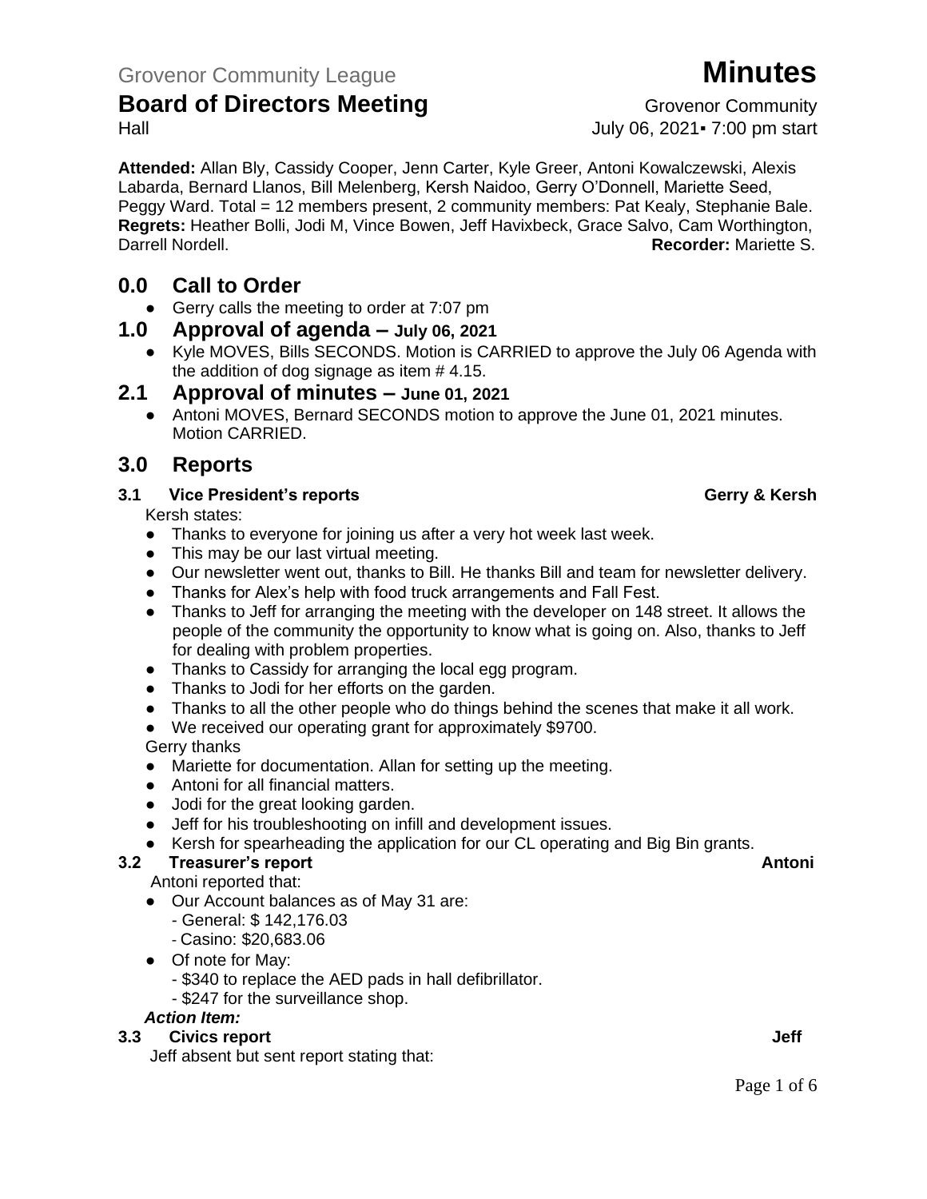Grovenor Community League **Minutes**

## Board of Directors Meeting

Grovenor Community Hall
July 06, 2021▪ 7:00 pm start

**Attended:** Allan Bly, Cassidy Cooper, Jenn Carter, Kyle Greer, Antoni Kowalczewski, Alexis Labarda, Bernard Llanos, Bill Melenberg, Kersh Naidoo, Gerry O'Donnell, Mariette Seed, Peggy Ward. Total = 12 members present, 2 community members: Pat Kealy, Stephanie Bale.
**Regrets:** Heather Bolli, Jodi M, Vince Bowen, Jeff Havixbeck, Grace Salvo, Cam Worthington, Darrell Nordell. **Recorder:** Mariette S.

## 0.0 Call to Order

- Gerry calls the meeting to order at 7:07 pm

## 1.0 Approval of agenda – July 06, 2021

- Kyle MOVES, Bills SECONDS. Motion is CARRIED to approve the July 06 Agenda with the addition of dog signage as item # 4.15.

## 2.1 Approval of minutes – June 01, 2021

- Antoni MOVES, Bernard SECONDS motion to approve the June 01, 2021 minutes. Motion CARRIED.

## 3.0 Reports

### 3.1 Vice President's reports — Gerry & Kersh

Kersh states:

- Thanks to everyone for joining us after a very hot week last week.
- This may be our last virtual meeting.
- Our newsletter went out, thanks to Bill. He thanks Bill and team for newsletter delivery.
- Thanks for Alex's help with food truck arrangements and Fall Fest.
- Thanks to Jeff for arranging the meeting with the developer on 148 street. It allows the people of the community the opportunity to know what is going on. Also, thanks to Jeff for dealing with problem properties.
- Thanks to Cassidy for arranging the local egg program.
- Thanks to Jodi for her efforts on the garden.
- Thanks to all the other people who do things behind the scenes that make it all work.
- We received our operating grant for approximately $9700.

Gerry thanks

- Mariette for documentation. Allan for setting up the meeting.
- Antoni for all financial matters.
- Jodi for the great looking garden.
- Jeff for his troubleshooting on infill and development issues.
- Kersh for spearheading the application for our CL operating and Big Bin grants.

### 3.2 Treasurer's report — Antoni

Antoni reported that:

- Our Account balances as of May 31 are:
  - General: $ 142,176.03
  - Casino: $20,683.06
- Of note for May:
  - $340 to replace the AED pads in hall defibrillator.
  - $247 for the surveillance shop.

***Action Item:***

### 3.3 Civics report — Jeff

Jeff absent but sent report stating that: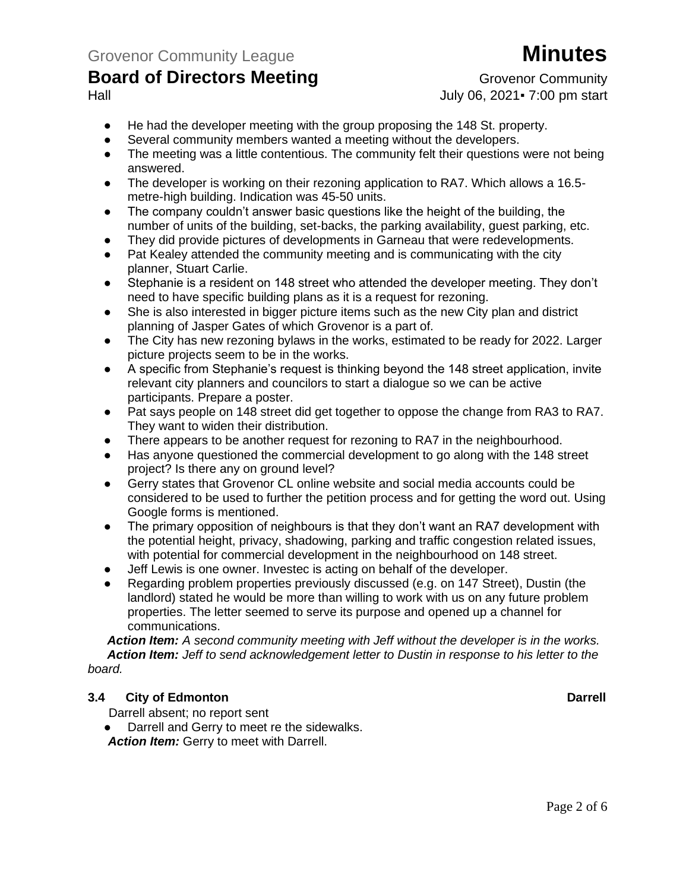- He had the developer meeting with the group proposing the 148 St. property.
- Several community members wanted a meeting without the developers.
- The meeting was a little contentious. The community felt their questions were not being answered.
- The developer is working on their rezoning application to RA7. Which allows a 16.5-metre-high building. Indication was 45-50 units.
- The company couldn't answer basic questions like the height of the building, the number of units of the building, set-backs, the parking availability, guest parking, etc.
- They did provide pictures of developments in Garneau that were redevelopments.
- Pat Kealey attended the community meeting and is communicating with the city planner, Stuart Carlie.
- Stephanie is a resident on 148 street who attended the developer meeting. They don't need to have specific building plans as it is a request for rezoning.
- She is also interested in bigger picture items such as the new City plan and district planning of Jasper Gates of which Grovenor is a part of.
- The City has new rezoning bylaws in the works, estimated to be ready for 2022. Larger picture projects seem to be in the works.
- A specific from Stephanie's request is thinking beyond the 148 street application, invite relevant city planners and councilors to start a dialogue so we can be active participants. Prepare a poster.
- Pat says people on 148 street did get together to oppose the change from RA3 to RA7. They want to widen their distribution.
- There appears to be another request for rezoning to RA7 in the neighbourhood.
- Has anyone questioned the commercial development to go along with the 148 street project? Is there any on ground level?
- Gerry states that Grovenor CL online website and social media accounts could be considered to be used to further the petition process and for getting the word out. Using Google forms is mentioned.
- The primary opposition of neighbours is that they don't want an RA7 development with the potential height, privacy, shadowing, parking and traffic congestion related issues, with potential for commercial development in the neighbourhood on 148 street.
- Jeff Lewis is one owner. Investec is acting on behalf of the developer.
- Regarding problem properties previously discussed (e.g. on 147 Street), Dustin (the landlord) stated he would be more than willing to work with us on any future problem properties. The letter seemed to serve its purpose and opened up a channel for communications.

***Action Item:*** *A second community meeting with Jeff without the developer is in the works.*

***Action Item:*** *Jeff to send acknowledgement letter to Dustin in response to his letter to the board.*

### 3.4 City of Edmonton — Darrell

Darrell absent; no report sent

- Darrell and Gerry to meet re the sidewalks.

***Action Item:*** Gerry to meet with Darrell.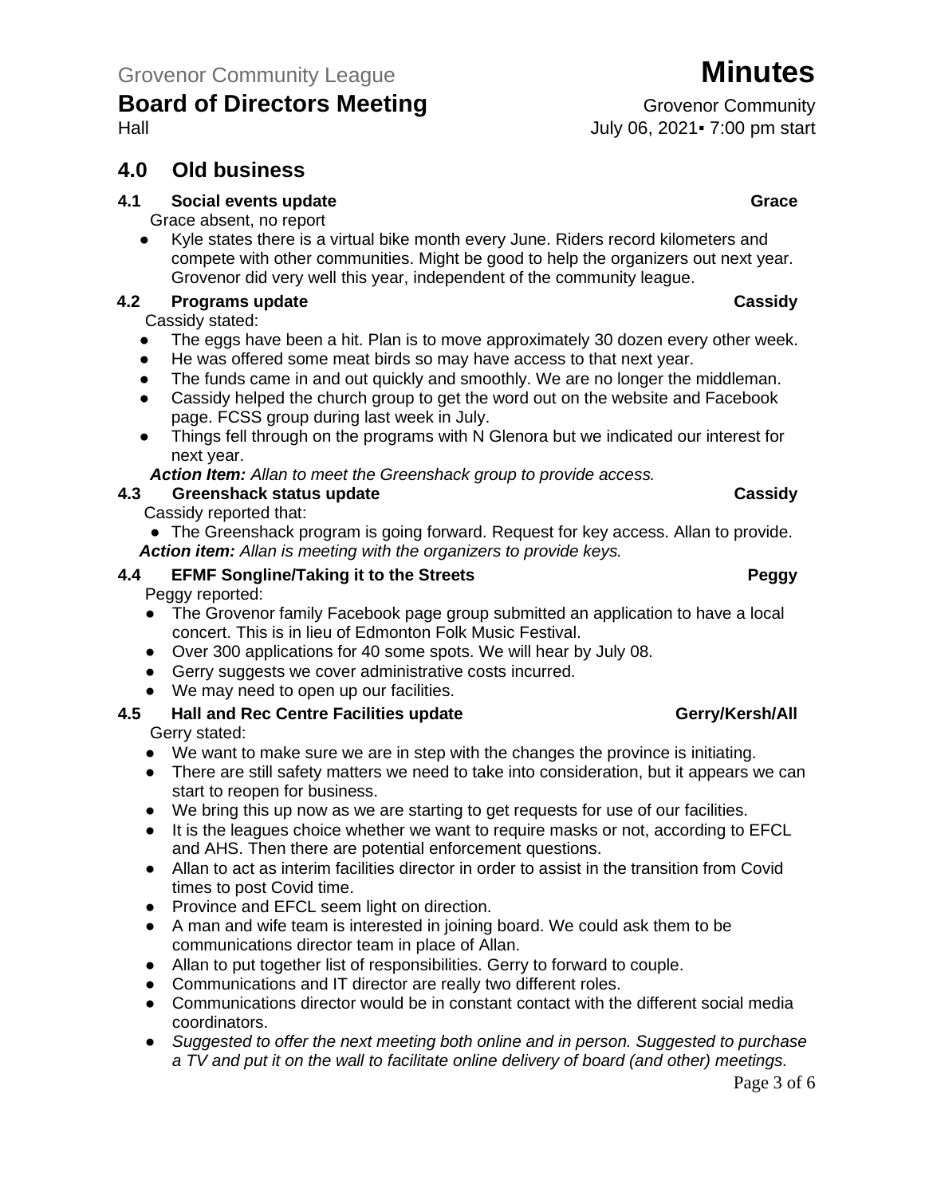## 4.0 Old business

### 4.1 Social events update — Grace

Grace absent, no report

- Kyle states there is a virtual bike month every June. Riders record kilometers and compete with other communities. Might be good to help the organizers out next year. Grovenor did very well this year, independent of the community league.

### 4.2 Programs update — Cassidy

Cassidy stated:

- The eggs have been a hit. Plan is to move approximately 30 dozen every other week.
- He was offered some meat birds so may have access to that next year.
- The funds came in and out quickly and smoothly. We are no longer the middleman.
- Cassidy helped the church group to get the word out on the website and Facebook page. FCSS group during last week in July.
- Things fell through on the programs with N Glenora but we indicated our interest for next year.

***Action Item:*** *Allan to meet the Greenshack group to provide access.*

### 4.3 Greenshack status update — Cassidy

Cassidy reported that:

- The Greenshack program is going forward. Request for key access. Allan to provide.

***Action item:*** *Allan is meeting with the organizers to provide keys.*

### 4.4 EFMF Songline/Taking it to the Streets — Peggy

Peggy reported:

- The Grovenor family Facebook page group submitted an application to have a local concert. This is in lieu of Edmonton Folk Music Festival.
- Over 300 applications for 40 some spots. We will hear by July 08.
- Gerry suggests we cover administrative costs incurred.
- We may need to open up our facilities.

### 4.5 Hall and Rec Centre Facilities update — Gerry/Kersh/All

Gerry stated:

- We want to make sure we are in step with the changes the province is initiating.
- There are still safety matters we need to take into consideration, but it appears we can start to reopen for business.
- We bring this up now as we are starting to get requests for use of our facilities.
- It is the leagues choice whether we want to require masks or not, according to EFCL and AHS. Then there are potential enforcement questions.
- Allan to act as interim facilities director in order to assist in the transition from Covid times to post Covid time.
- Province and EFCL seem light on direction.
- A man and wife team is interested in joining board. We could ask them to be communications director team in place of Allan.
- Allan to put together list of responsibilities. Gerry to forward to couple.
- Communications and IT director are really two different roles.
- Communications director would be in constant contact with the different social media coordinators.
- *Suggested to offer the next meeting both online and in person. Suggested to purchase a TV and put it on the wall to facilitate online delivery of board (and other) meetings.*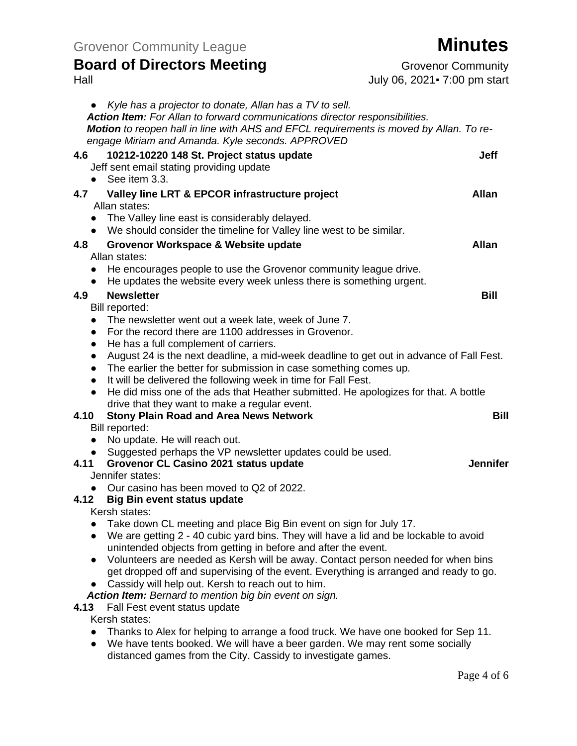- *Kyle has a projector to donate, Allan has a TV to sell.*

***Action Item:*** *For Allan to forward communications director responsibilities.*

***Motion*** *to reopen hall in line with AHS and EFCL requirements is moved by Allan. To re-engage Miriam and Amanda. Kyle seconds. APPROVED*

### 4.6 10212-10220 148 St. Project status update — Jeff

Jeff sent email stating providing update

- See item 3.3.

### 4.7 Valley line LRT & EPCOR infrastructure project — Allan

Allan states:

- The Valley line east is considerably delayed.
- We should consider the timeline for Valley line west to be similar.

### 4.8 Grovenor Workspace & Website update — Allan

Allan states:

- He encourages people to use the Grovenor community league drive.
- He updates the website every week unless there is something urgent.

### 4.9 Newsletter — Bill

Bill reported:

- The newsletter went out a week late, week of June 7.
- For the record there are 1100 addresses in Grovenor.
- He has a full complement of carriers.
- August 24 is the next deadline, a mid-week deadline to get out in advance of Fall Fest.
- The earlier the better for submission in case something comes up.
- It will be delivered the following week in time for Fall Fest.
- He did miss one of the ads that Heather submitted. He apologizes for that. A bottle drive that they want to make a regular event.

### 4.10 Stony Plain Road and Area News Network — Bill

Bill reported:

- No update. He will reach out.
- Suggested perhaps the VP newsletter updates could be used.

### 4.11 Grovenor CL Casino 2021 status update — Jennifer

Jennifer states:

- Our casino has been moved to Q2 of 2022.

### 4.12 Big Bin event status update

Kersh states:

- Take down CL meeting and place Big Bin event on sign for July 17.
- We are getting 2 - 40 cubic yard bins. They will have a lid and be lockable to avoid unintended objects from getting in before and after the event.
- Volunteers are needed as Kersh will be away. Contact person needed for when bins get dropped off and supervising of the event. Everything is arranged and ready to go.
- Cassidy will help out. Kersh to reach out to him.

***Action Item:*** *Bernard to mention big bin event on sign.*

### 4.13 Fall Fest event status update

Kersh states:

- Thanks to Alex for helping to arrange a food truck. We have one booked for Sep 11.
- We have tents booked. We will have a beer garden. We may rent some socially distanced games from the City. Cassidy to investigate games.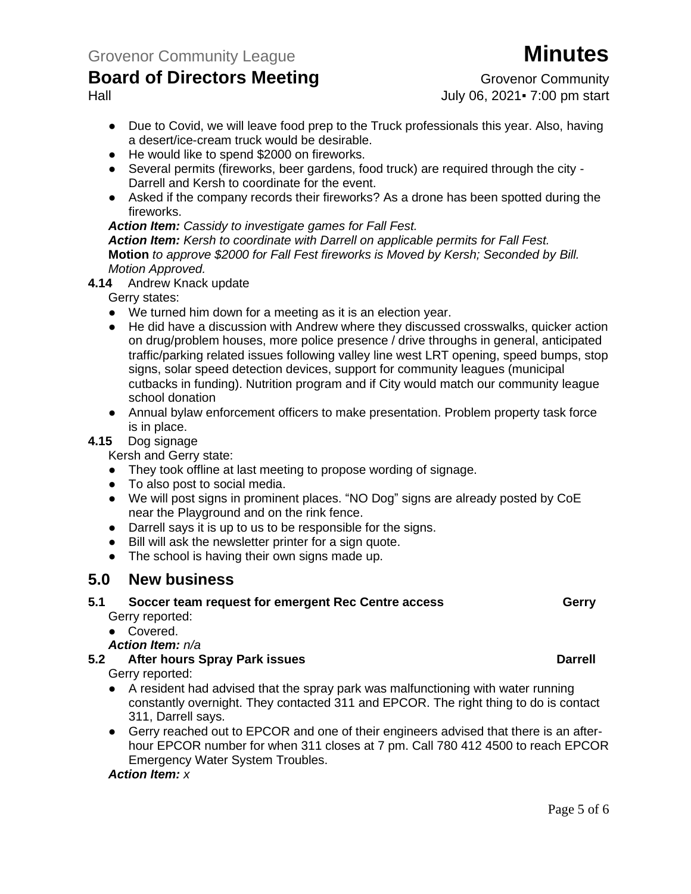- Due to Covid, we will leave food prep to the Truck professionals this year. Also, having a desert/ice-cream truck would be desirable.
- He would like to spend $2000 on fireworks.
- Several permits (fireworks, beer gardens, food truck) are required through the city - Darrell and Kersh to coordinate for the event.
- Asked if the company records their fireworks? As a drone has been spotted during the fireworks.

***Action Item:*** *Cassidy to investigate games for Fall Fest.*
***Action Item:*** *Kersh to coordinate with Darrell on applicable permits for Fall Fest.*
**Motion** *to approve $2000 for Fall Fest fireworks is Moved by Kersh; Seconded by Bill. Motion Approved.*

**4.14** Andrew Knack update

Gerry states:

- We turned him down for a meeting as it is an election year.
- He did have a discussion with Andrew where they discussed crosswalks, quicker action on drug/problem houses, more police presence / drive throughs in general, anticipated traffic/parking related issues following valley line west LRT opening, speed bumps, stop signs, solar speed detection devices, support for community leagues (municipal cutbacks in funding). Nutrition program and if City would match our community league school donation
- Annual bylaw enforcement officers to make presentation. Problem property task force is in place.

**4.15** Dog signage

Kersh and Gerry state:

- They took offline at last meeting to propose wording of signage.
- To also post to social media.
- We will post signs in prominent places. "NO Dog" signs are already posted by CoE near the Playground and on the rink fence.
- Darrell says it is up to us to be responsible for the signs.
- Bill will ask the newsletter printer for a sign quote.
- The school is having their own signs made up.

## 5.0 New business

### 5.1 Soccer team request for emergent Rec Centre access — Gerry

Gerry reported:

- Covered.

***Action Item:*** *n/a*

### 5.2 After hours Spray Park issues — Darrell

Gerry reported:

- A resident had advised that the spray park was malfunctioning with water running constantly overnight. They contacted 311 and EPCOR. The right thing to do is contact 311, Darrell says.
- Gerry reached out to EPCOR and one of their engineers advised that there is an after-hour EPCOR number for when 311 closes at 7 pm. Call 780 412 4500 to reach EPCOR Emergency Water System Troubles.

***Action Item:*** *x*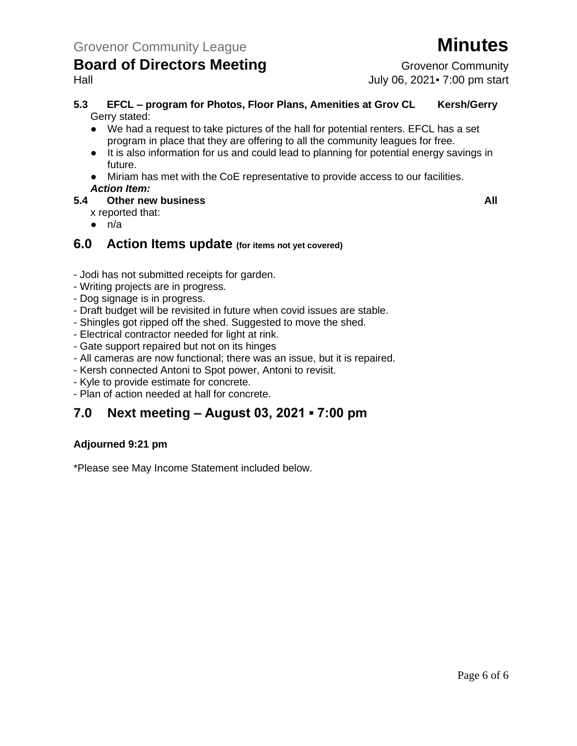**5.3 EFCL – program for Photos, Floor Plans, Amenities at Grov CL Kersh/Gerry**

Gerry stated:

- We had a request to take pictures of the hall for potential renters. EFCL has a set program in place that they are offering to all the community leagues for free.
- It is also information for us and could lead to planning for potential energy savings in future.
- Miriam has met with the CoE representative to provide access to our facilities.

***Action Item:***

**5.4 Other new business All**

x reported that:

- n/a

## 6.0 Action Items update (for items not yet covered)

- Jodi has not submitted receipts for garden.
- Writing projects are in progress.
- Dog signage is in progress.
- Draft budget will be revisited in future when covid issues are stable.
- Shingles got ripped off the shed. Suggested to move the shed.
- Electrical contractor needed for light at rink.
- Gate support repaired but not on its hinges
- All cameras are now functional; there was an issue, but it is repaired.
- Kersh connected Antoni to Spot power, Antoni to revisit.
- Kyle to provide estimate for concrete.
- Plan of action needed at hall for concrete.

## 7.0 Next meeting – August 03, 2021 ▪ 7:00 pm

**Adjourned 9:21 pm**

*Please see May Income Statement included below.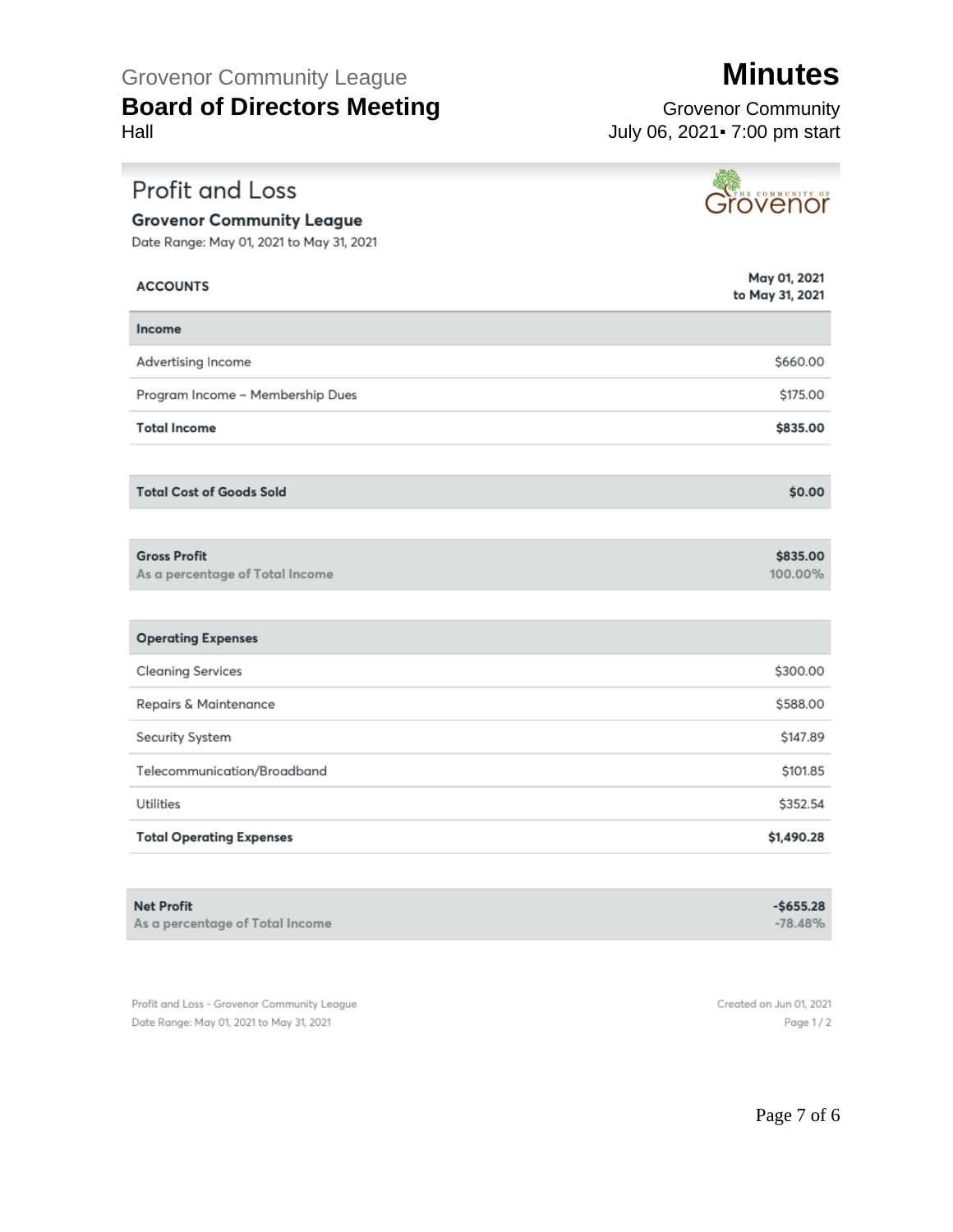## Profit and Loss

**Grovenor Community League**

Date Range: May 01, 2021 to May 31, 2021

| ACCOUNTS | May 01, 2021 to May 31, 2021 |
|---|---|
| **Income** | |
| Advertising Income | $660.00 |
| Program Income – Membership Dues | $175.00 |
| **Total Income** | **$835.00** |
| **Total Cost of Goods Sold** | **$0.00** |
| **Gross Profit** | **$835.00** |
| As a percentage of Total Income | 100.00% |
| **Operating Expenses** | |
| Cleaning Services | $300.00 |
| Repairs & Maintenance | $588.00 |
| Security System | $147.89 |
| Telecommunication/Broadband | $101.85 |
| Utilities | $352.54 |
| **Total Operating Expenses** | **$1,490.28** |
| **Net Profit** | **-$655.28** |
| As a percentage of Total Income | -78.48% |

Profit and Loss - Grovenor Community League
Date Range: May 01, 2021 to May 31, 2021

Created on Jun 01, 2021